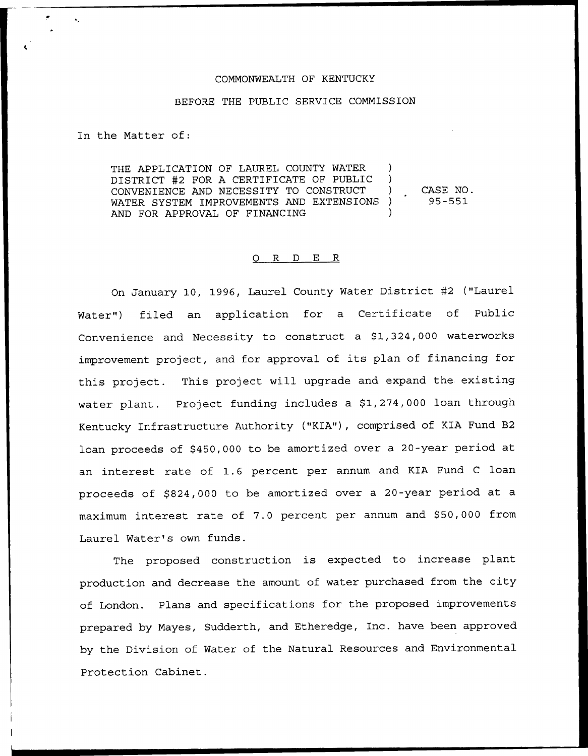COMMONWEALTH OF KENTUCKY

BEFORE THE PUBLIC SERVICE COMMISSION

In the Matter of:

THE APPLICATION OF LAUREL COUNTY WATER DISTRICT #2 FOR A CERTIFICATE OF PUBLIC CONVENIENCE AND NECESSITY TO CONSTRUCT WATER SYSTEM IMPROVEMENTS AND EXTENSIONS AND FOR APPROVAL OF FINANCING ) CASE NO. 95-551

## O R D E R

On January 10, 1996, Laurel County Water District #2 ("Laurel Water") filed an application for a Certificate of Public Convenience and Necessity to construct a $1,324,000 waterworks improvement project, and for approval of its plan of financing for this project. This project will upgrade and expand the existing water plant. Project funding includes a $1,274,000 loan through Kentucky Infrastructure Authority ("KIA"), comprised of KIA Fund B2 loan proceeds of $450,000 to be amortized over a 20-year period at an interest rate of 1.6 percent per annum and KIA Fund C loan proceeds of $824,000 to be amortized over a 20-year period at a maximum interest rate of 7.0 percent per annum and $50,000 from Laurel Water's own funds.

The proposed construction is expected to increase plant production and decrease the amount of water purchased from the city of London. Plans and specifications for the proposed improvements prepared by Mayes, Sudderth, and Etheredge, Inc. have been approved by the Division of Water of the Natural Resources and Environmental Protection Cabinet.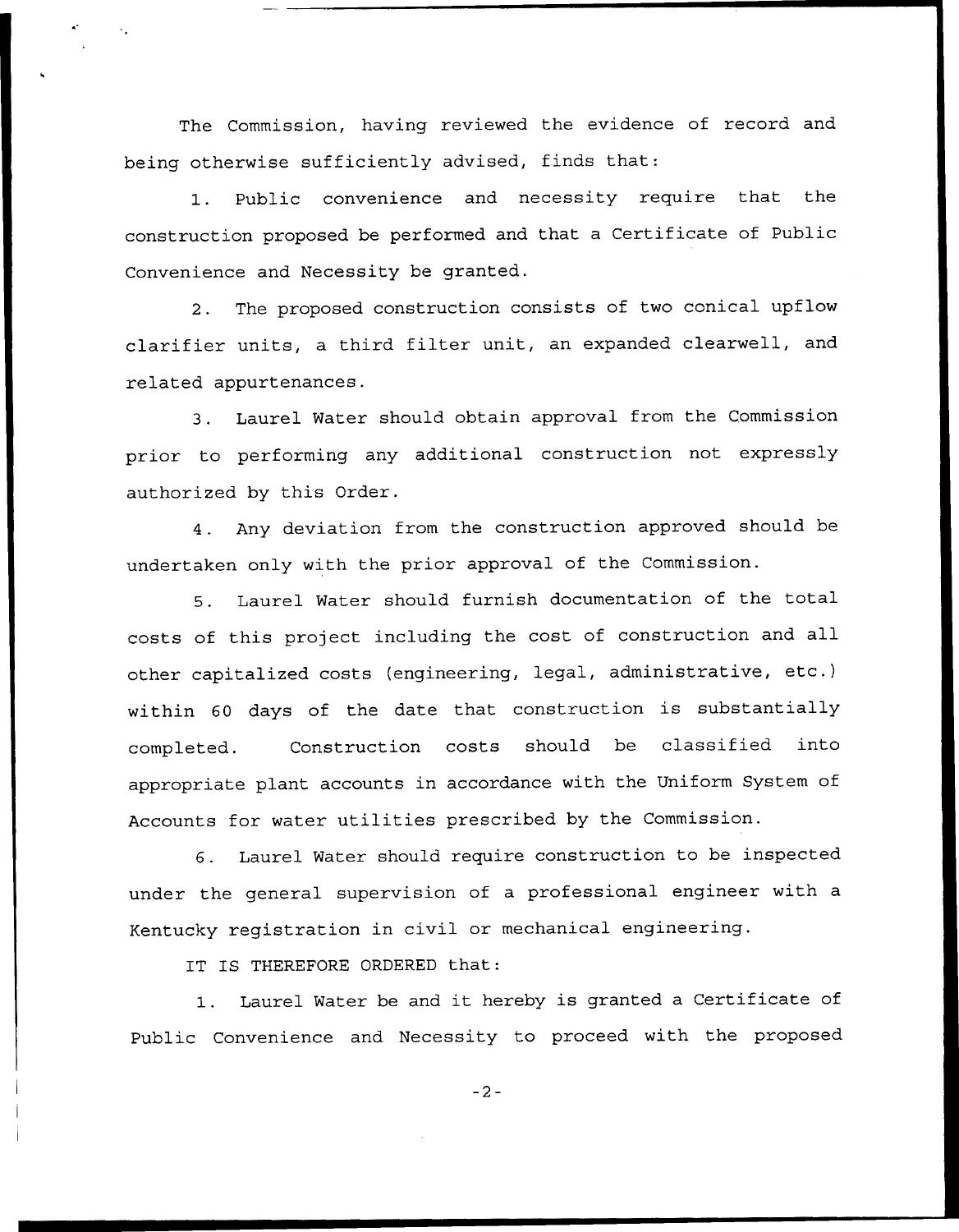The Commission, having reviewed the evidence of record and being otherwise sufficiently advised, finds that:

1. Public convenience and necessity require that the construction proposed be performed and that a Certificate of Public Convenience and Necessity be granted.

2. The proposed construction consists of two conical upflow clarifier units, a third filter unit, an expanded clearwell, and related appurtenances.

3. Laurel Water should obtain approval from the Commission prior to performing any additional construction not expressly authorized by this Order.

4. Any deviation from the construction approved should be undertaken only with the prior approval of the Commission.

5. Laurel Water should furnish documentation of the total costs of this project including the cost of construction and all other capitalized costs (engineering, legal, administrative, etc.) within 60 days of the date that construction is substantially completed. Construction costs should be classified into appropriate plant accounts in accordance with the Uniform System of Accounts for water utilities prescribed by the Commission.

6. Laurel Water should require construction to be inspected under the general supervision of a professional engineer with a Kentucky registration in civil or mechanical engineering.

IT IS THEREFORE ORDERED that:

1. Laurel Water be and it hereby is granted a Certificate of Public Convenience and Necessity to proceed with the proposed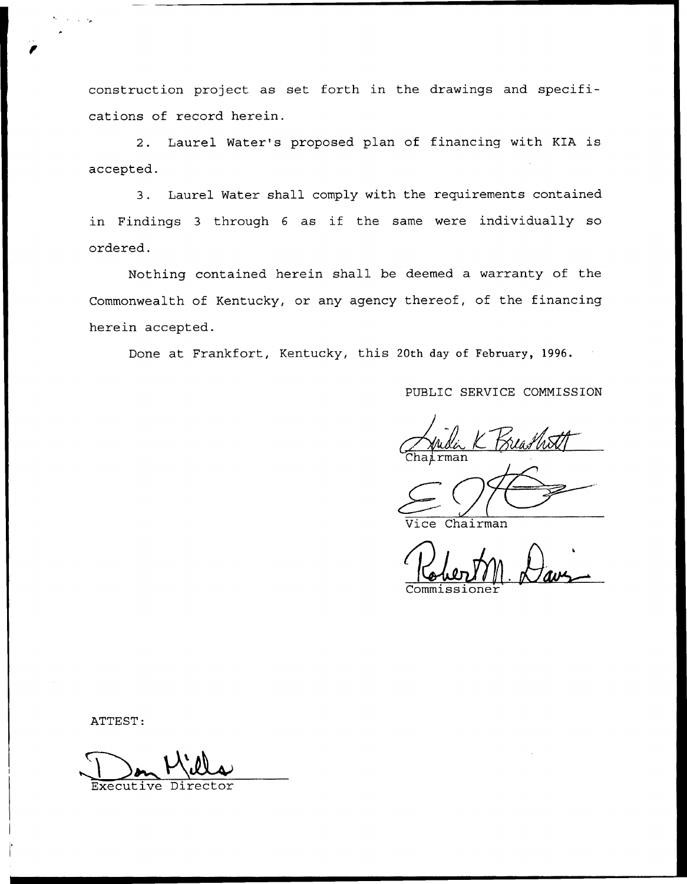construction project as set forth in the drawings and specifications of record herein.

2. Laurel Water's proposed plan of financing with KIA is accepted.

3. Laurel Water shall comply with the requirements contained in Findings 3 through 6 as if the same were individually so ordered.

Nothing contained herein shall be deemed a warranty of the Commonwealth of Kentucky, or any agency thereof, of the financing herein accepted.

Done at Frankfort, Kentucky, this 20th day of February, 1996.

PUBLIC SERVICE COMMISSION

Chairman

Vice Chairman

Commissioner

ATTEST:

Executive Director